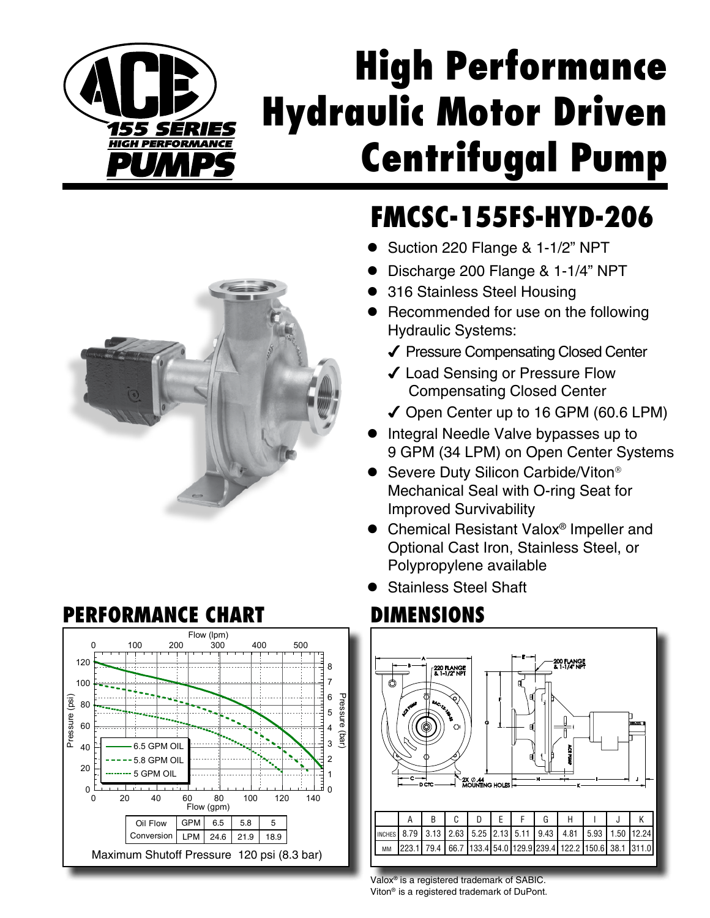# High Performance Hydraulic Motor Driven Centrifugal Pump

ACE 155 SERIES HIGH PERFORMANCE PUMPS

## FMCSC-155FS-HYD-206

- Suction 220 Flange & 1-1/2" NPT
- Discharge 200 Flange & 1-1/4" NPT
- 316 Stainless Steel Housing
- Recommended for use on the following Hydraulic Systems:
  - ✓ Pressure Compensating Closed Center
  - ✓ Load Sensing or Pressure Flow Compensating Closed Center
  - ✓ Open Center up to 16 GPM (60.6 LPM)
- Integral Needle Valve bypasses up to 9 GPM (34 LPM) on Open Center Systems
- Severe Duty Silicon Carbide/Viton® Mechanical Seal with O-ring Seat for Improved Survivability
- Chemical Resistant Valox® Impeller and Optional Cast Iron, Stainless Steel, or Polypropylene available
- Stainless Steel Shaft

## PERFORMANCE CHART

| Oil Flow Conversion | GPM | 6.5 | 5.8 | 5 |
|---|---|---|---|---|
| | LPM | 24.6 | 21.9 | 18.9 |

Maximum Shutoff Pressure 120 psi (8.3 bar)

## DIMENSIONS

|  | A | B | C | D | E | F | G | H | I | J | K |
|---|---|---|---|---|---|---|---|---|---|---|---|
| INCHES | 8.79 | 3.13 | 2.63 | 5.25 | 2.13 | 5.11 | 9.43 | 4.81 | 5.93 | 1.50 | 12.24 |
| MM | 223.1 | 79.4 | 66.7 | 133.4 | 54.0 | 129.9 | 239.4 | 122.2 | 150.6 | 38.1 | 311.0 |

Valox® is a registered trademark of SABIC.
Viton® is a registered trademark of DuPont.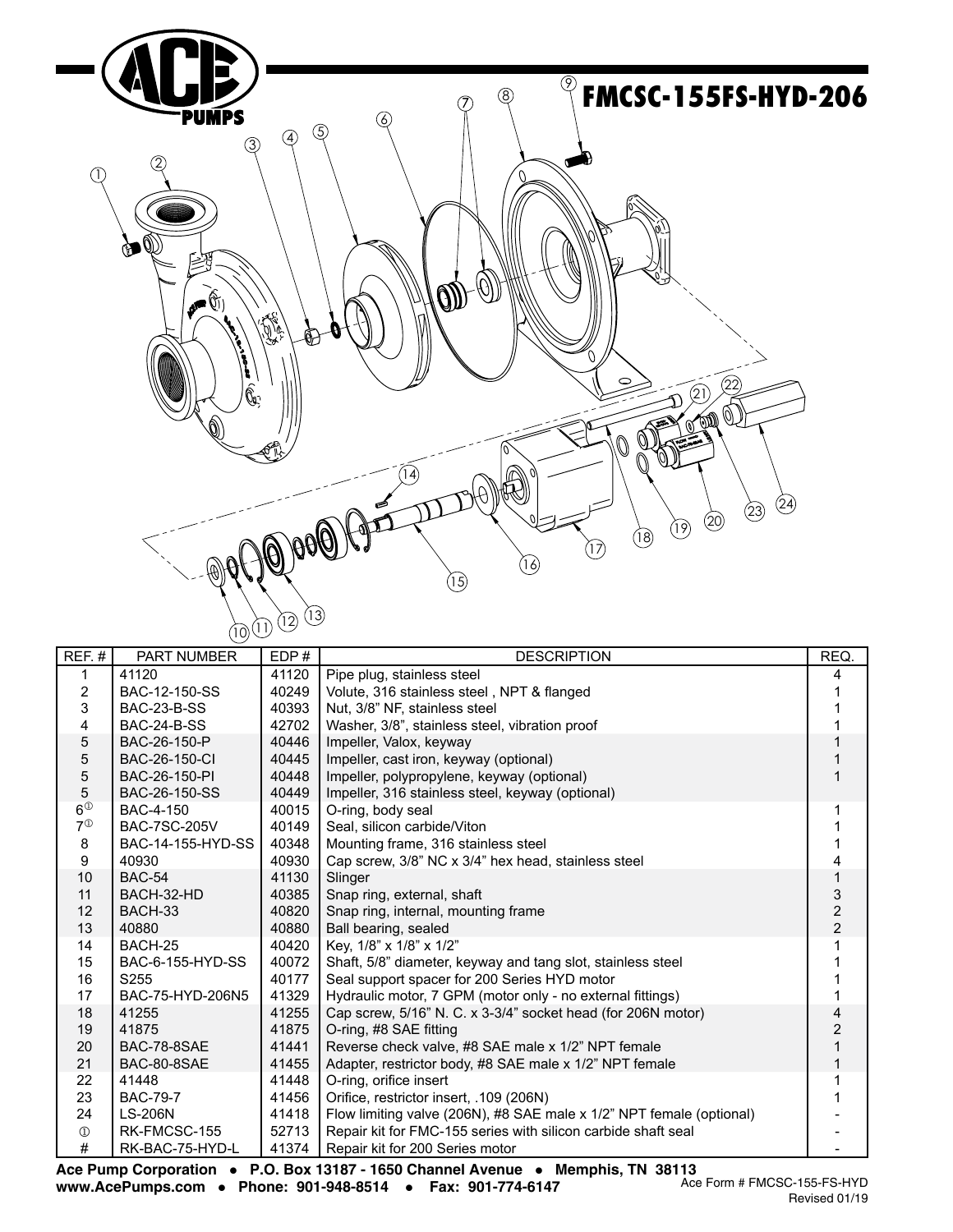# FMCSC-155FS-HYD-206

| REF. # | PART NUMBER | EDP # | DESCRIPTION | REQ. |
|---|---|---|---|---|
| 1 | 41120 | 41120 | Pipe plug, stainless steel | 4 |
| 2 | BAC-12-150-SS | 40249 | Volute, 316 stainless steel , NPT & flanged | 1 |
| 3 | BAC-23-B-SS | 40393 | Nut, 3/8" NF, stainless steel | 1 |
| 4 | BAC-24-B-SS | 42702 | Washer, 3/8", stainless steel, vibration proof | 1 |
| 5 | BAC-26-150-P | 40446 | Impeller, Valox, keyway | 1 |
| 5 | BAC-26-150-CI | 40445 | Impeller, cast iron, keyway (optional) | 1 |
| 5 | BAC-26-150-PI | 40448 | Impeller, polypropylene, keyway (optional) | 1 |
| 5 | BAC-26-150-SS | 40449 | Impeller, 316 stainless steel, keyway (optional) | |
| 6[1] | BAC-4-150 | 40015 | O-ring, body seal | 1 |
| 7[1] | BAC-7SC-205V | 40149 | Seal, silicon carbide/Viton | 1 |
| 8 | BAC-14-155-HYD-SS | 40348 | Mounting frame, 316 stainless steel | 1 |
| 9 | 40930 | 40930 | Cap screw, 3/8" NC x 3/4" hex head, stainless steel | 4 |
| 10 | BAC-54 | 41130 | Slinger | 1 |
| 11 | BACH-32-HD | 40385 | Snap ring, external, shaft | 3 |
| 12 | BACH-33 | 40820 | Snap ring, internal, mounting frame | 2 |
| 13 | 40880 | 40880 | Ball bearing, sealed | 2 |
| 14 | BACH-25 | 40420 | Key, 1/8" x 1/8" x 1/2" | 1 |
| 15 | BAC-6-155-HYD-SS | 40072 | Shaft, 5/8" diameter, keyway and tang slot, stainless steel | 1 |
| 16 | S255 | 40177 | Seal support spacer for 200 Series HYD motor | 1 |
| 17 | BAC-75-HYD-206N5 | 41329 | Hydraulic motor, 7 GPM (motor only - no external fittings) | 1 |
| 18 | 41255 | 41255 | Cap screw, 5/16" N. C. x 3-3/4" socket head (for 206N motor) | 4 |
| 19 | 41875 | 41875 | O-ring, #8 SAE fitting | 2 |
| 20 | BAC-78-8SAE | 41441 | Reverse check valve, #8 SAE male x 1/2" NPT female | 1 |
| 21 | BAC-80-8SAE | 41455 | Adapter, restrictor body, #8 SAE male x 1/2" NPT female | 1 |
| 22 | 41448 | 41448 | O-ring, orifice insert | 1 |
| 23 | BAC-79-7 | 41456 | Orifice, restrictor insert, .109 (206N) | 1 |
| 24 | LS-206N | 41418 | Flow limiting valve (206N), #8 SAE male x 1/2" NPT female (optional) | - |
| [1] | RK-FMCSC-155 | 52713 | Repair kit for FMC-155 series with silicon carbide shaft seal | - |
| # | RK-BAC-75-HYD-L | 41374 | Repair kit for 200 Series motor | - |

**Ace Pump Corporation • P.O. Box 13187 - 1650 Channel Avenue • Memphis, TN 38113**
**www.AcePumps.com • Phone: 901-948-8514 • Fax: 901-774-6147**

Ace Form # FMCSC-155-FS-HYD
Revised 01/19